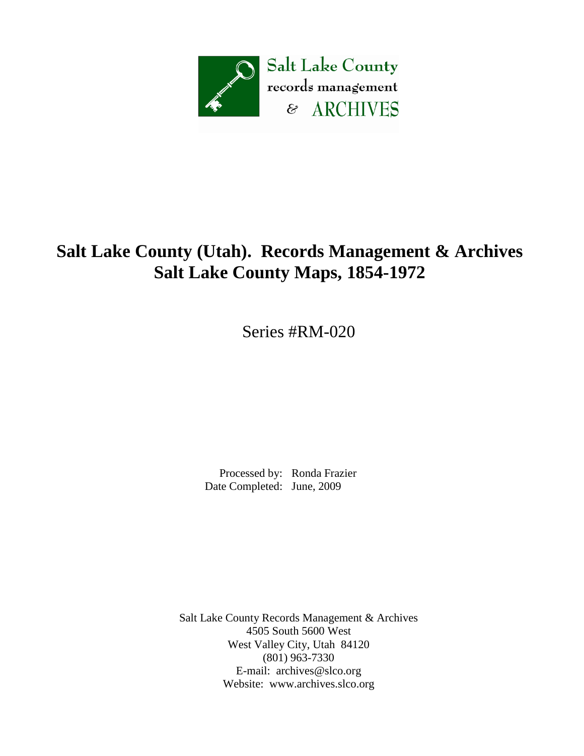Salt Lake County
records management
& ARCHIVES

# Salt Lake County (Utah). Records Management & Archives
# Salt Lake County Maps, 1854-1972

Series #RM-020

Processed by: Ronda Frazier
Date Completed: June, 2009

Salt Lake County Records Management & Archives
4505 South 5600 West
West Valley City, Utah 84120
(801) 963-7330
E-mail: archives@slco.org
Website: www.archives.slco.org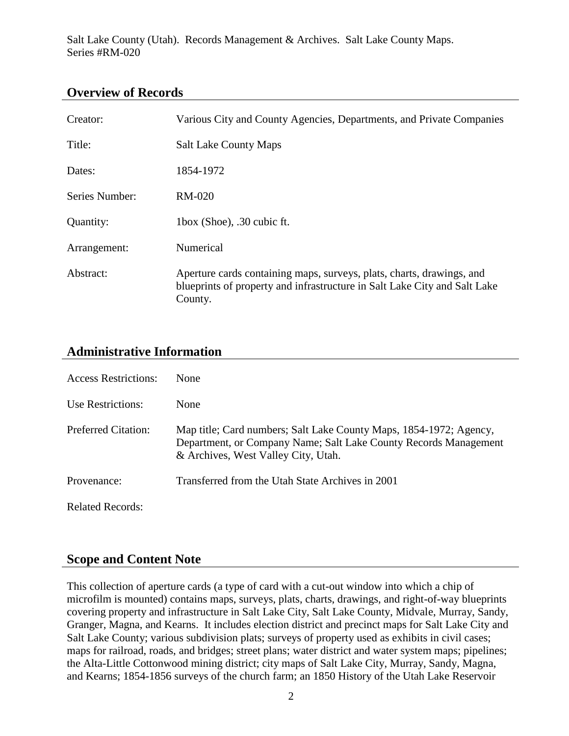## Overview of Records

| | |
|---|---|
| Creator: | Various City and County Agencies, Departments, and Private Companies |
| Title: | Salt Lake County Maps |
| Dates: | 1854-1972 |
| Series Number: | RM-020 |
| Quantity: | 1box (Shoe), .30 cubic ft. |
| Arrangement: | Numerical |
| Abstract: | Aperture cards containing maps, surveys, plats, charts, drawings, and blueprints of property and infrastructure in Salt Lake City and Salt Lake County. |

## Administrative Information

| | |
|---|---|
| Access Restrictions: | None |
| Use Restrictions: | None |
| Preferred Citation: | Map title; Card numbers; Salt Lake County Maps, 1854-1972; Agency, Department, or Company Name; Salt Lake County Records Management & Archives, West Valley City, Utah. |
| Provenance: | Transferred from the Utah State Archives in 2001 |
| Related Records: | |

## Scope and Content Note

This collection of aperture cards (a type of card with a cut-out window into which a chip of microfilm is mounted) contains maps, surveys, plats, charts, drawings, and right-of-way blueprints covering property and infrastructure in Salt Lake City, Salt Lake County, Midvale, Murray, Sandy, Granger, Magna, and Kearns. It includes election district and precinct maps for Salt Lake City and Salt Lake County; various subdivision plats; surveys of property used as exhibits in civil cases; maps for railroad, roads, and bridges; street plans; water district and water system maps; pipelines; the Alta-Little Cottonwood mining district; city maps of Salt Lake City, Murray, Sandy, Magna, and Kearns; 1854-1856 surveys of the church farm; an 1850 History of the Utah Lake Reservoir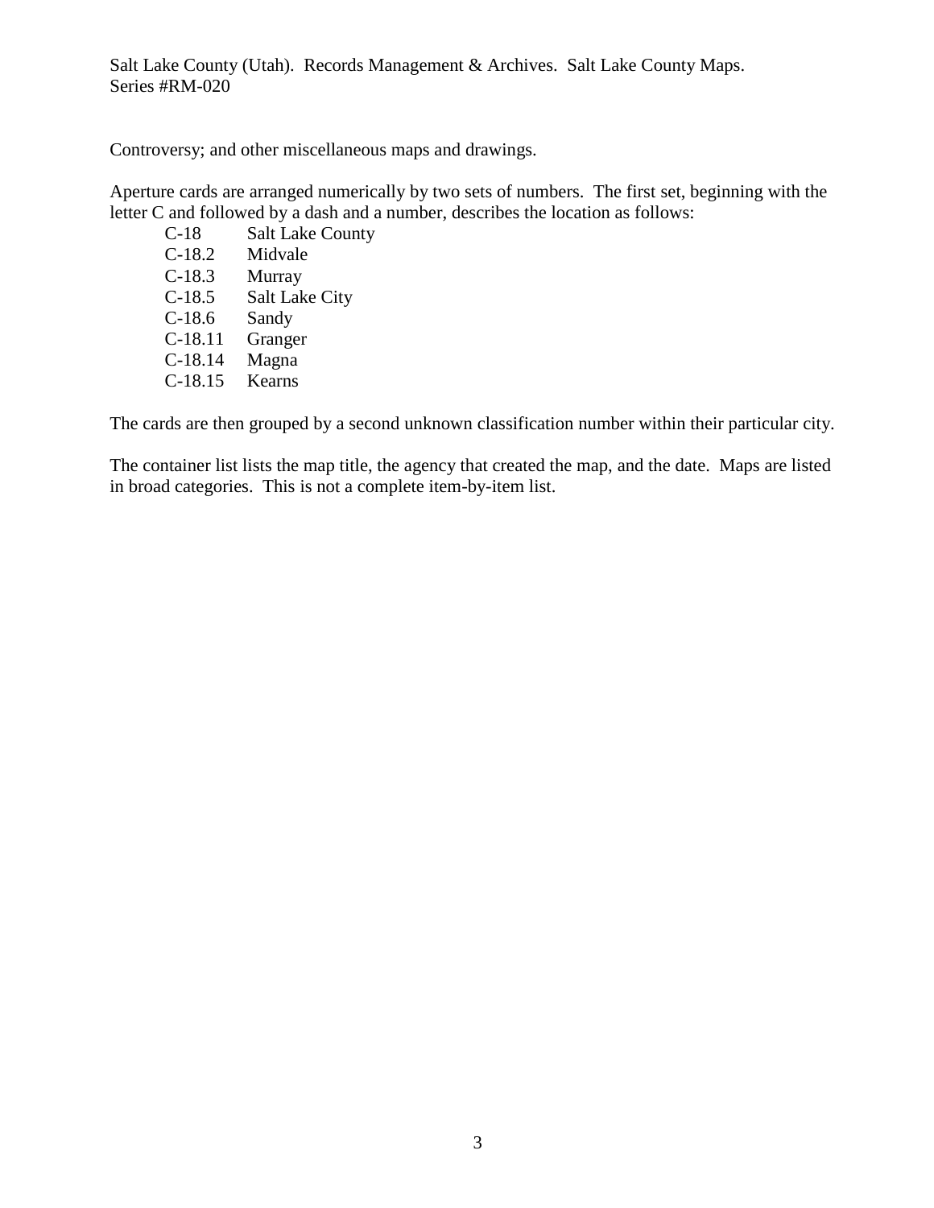Controversy; and other miscellaneous maps and drawings.

Aperture cards are arranged numerically by two sets of numbers. The first set, beginning with the letter C and followed by a dash and a number, describes the location as follows:

| | |
|---|---|
| C-18 | Salt Lake County |
| C-18.2 | Midvale |
| C-18.3 | Murray |
| C-18.5 | Salt Lake City |
| C-18.6 | Sandy |
| C-18.11 | Granger |
| C-18.14 | Magna |
| C-18.15 | Kearns |

The cards are then grouped by a second unknown classification number within their particular city.

The container list lists the map title, the agency that created the map, and the date. Maps are listed in broad categories. This is not a complete item-by-item list.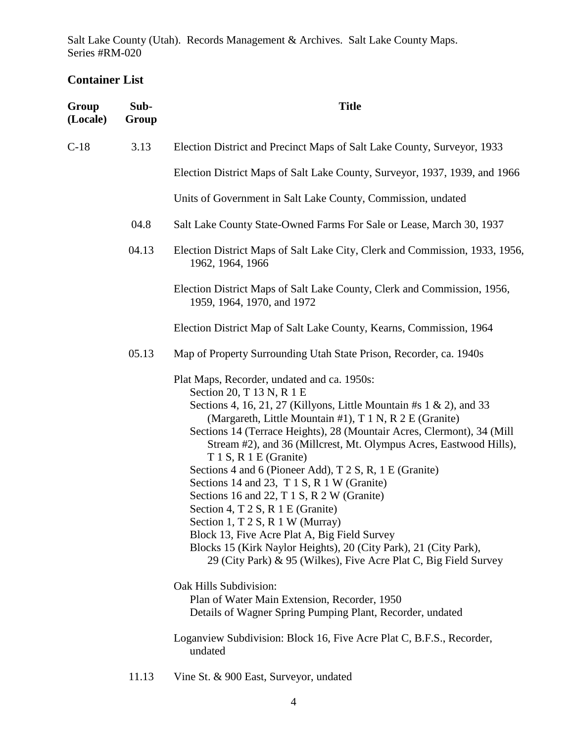Salt Lake County (Utah). Records Management & Archives. Salt Lake County Maps. Series #RM-020

## Container List

| Group (Locale) | Sub-Group | Title |
|---|---|---|
| C-18 | 3.13 | Election District and Precinct Maps of Salt Lake County, Surveyor, 1933 |
| | | Election District Maps of Salt Lake County, Surveyor, 1937, 1939, and 1966 |
| | | Units of Government in Salt Lake County, Commission, undated |
| | 04.8 | Salt Lake County State-Owned Farms For Sale or Lease, March 30, 1937 |
| | 04.13 | Election District Maps of Salt Lake City, Clerk and Commission, 1933, 1956, 1962, 1964, 1966 |
| | | Election District Maps of Salt Lake County, Clerk and Commission, 1956, 1959, 1964, 1970, and 1972 |
| | | Election District Map of Salt Lake County, Kearns, Commission, 1964 |
| | 05.13 | Map of Property Surrounding Utah State Prison, Recorder, ca. 1940s |
| | | Plat Maps, Recorder, undated and ca. 1950s:<br>Section 20, T 13 N, R 1 E<br>Sections 4, 16, 21, 27 (Killyons, Little Mountain #s 1 & 2), and 33 (Margareth, Little Mountain #1), T 1 N, R 2 E (Granite)<br>Sections 14 (Terrace Heights), 28 (Mountair Acres, Clermont), 34 (Mill Stream #2), and 36 (Millcrest, Mt. Olympus Acres, Eastwood Hills), T 1 S, R 1 E (Granite)<br>Sections 4 and 6 (Pioneer Add), T 2 S, R, 1 E (Granite)<br>Sections 14 and 23, T 1 S, R 1 W (Granite)<br>Sections 16 and 22, T 1 S, R 2 W (Granite)<br>Section 4, T 2 S, R 1 E (Granite)<br>Section 1, T 2 S, R 1 W (Murray)<br>Block 13, Five Acre Plat A, Big Field Survey<br>Blocks 15 (Kirk Naylor Heights), 20 (City Park), 21 (City Park), 29 (City Park) & 95 (Wilkes), Five Acre Plat C, Big Field Survey |
| | | Oak Hills Subdivision:<br>Plan of Water Main Extension, Recorder, 1950<br>Details of Wagner Spring Pumping Plant, Recorder, undated |
| | | Loganview Subdivision: Block 16, Five Acre Plat C, B.F.S., Recorder, undated |
| | 11.13 | Vine St. & 900 East, Surveyor, undated |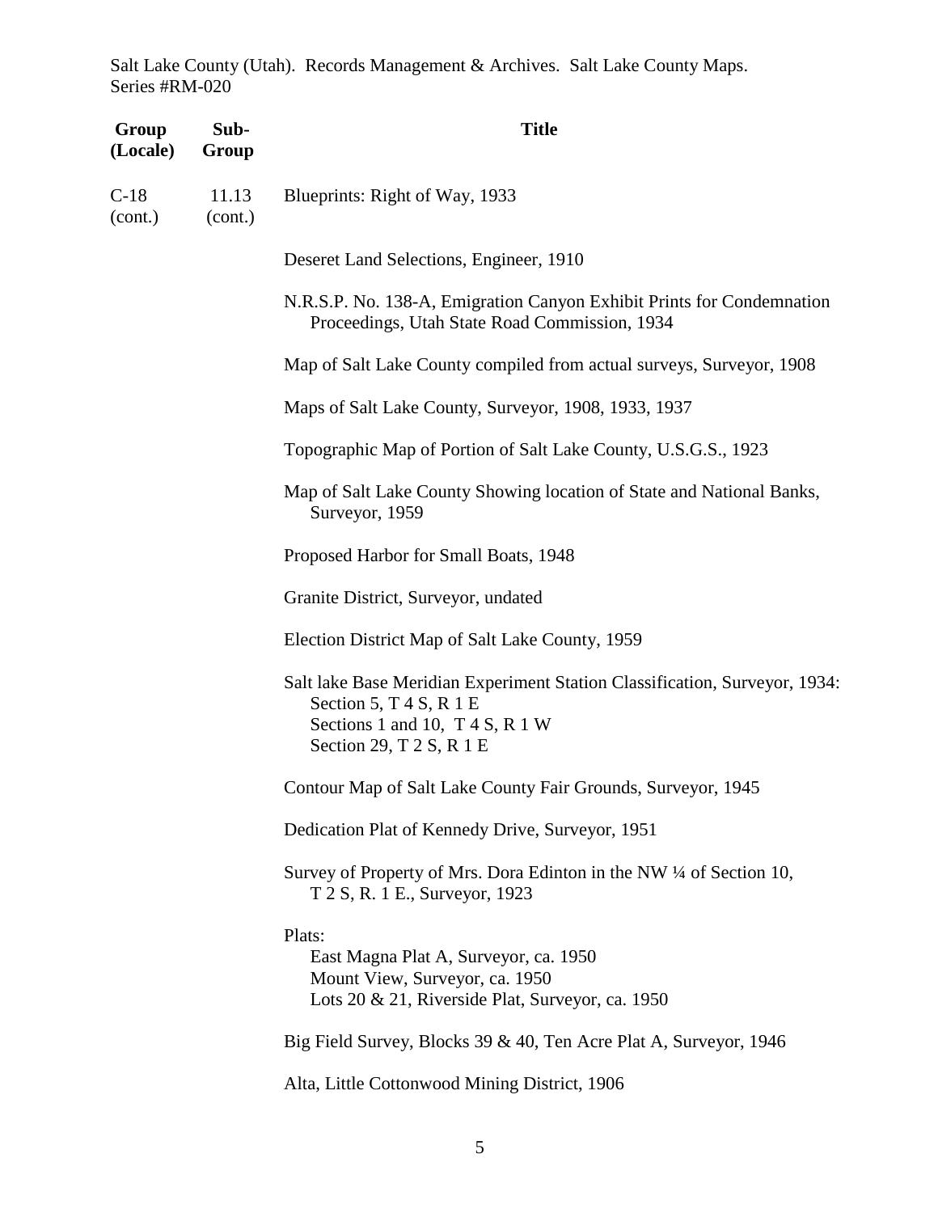Salt Lake County (Utah). Records Management & Archives. Salt Lake County Maps. Series #RM-020

| Group (Locale) | Sub-Group | Title |
|---|---|---|
| C-18 (cont.) | 11.13 (cont.) | Blueprints: Right of Way, 1933 |
| | | Deseret Land Selections, Engineer, 1910 |
| | | N.R.S.P. No. 138-A, Emigration Canyon Exhibit Prints for Condemnation Proceedings, Utah State Road Commission, 1934 |
| | | Map of Salt Lake County compiled from actual surveys, Surveyor, 1908 |
| | | Maps of Salt Lake County, Surveyor, 1908, 1933, 1937 |
| | | Topographic Map of Portion of Salt Lake County, U.S.G.S., 1923 |
| | | Map of Salt Lake County Showing location of State and National Banks, Surveyor, 1959 |
| | | Proposed Harbor for Small Boats, 1948 |
| | | Granite District, Surveyor, undated |
| | | Election District Map of Salt Lake County, 1959 |
| | | Salt lake Base Meridian Experiment Station Classification, Surveyor, 1934:<br>Section 5, T 4 S, R 1 E<br>Sections 1 and 10, T 4 S, R 1 W<br>Section 29, T 2 S, R 1 E |
| | | Contour Map of Salt Lake County Fair Grounds, Surveyor, 1945 |
| | | Dedication Plat of Kennedy Drive, Surveyor, 1951 |
| | | Survey of Property of Mrs. Dora Edinton in the NW ¼ of Section 10, T 2 S, R. 1 E., Surveyor, 1923 |
| | | Plats:<br>East Magna Plat A, Surveyor, ca. 1950<br>Mount View, Surveyor, ca. 1950<br>Lots 20 & 21, Riverside Plat, Surveyor, ca. 1950 |
| | | Big Field Survey, Blocks 39 & 40, Ten Acre Plat A, Surveyor, 1946 |
| | | Alta, Little Cottonwood Mining District, 1906 |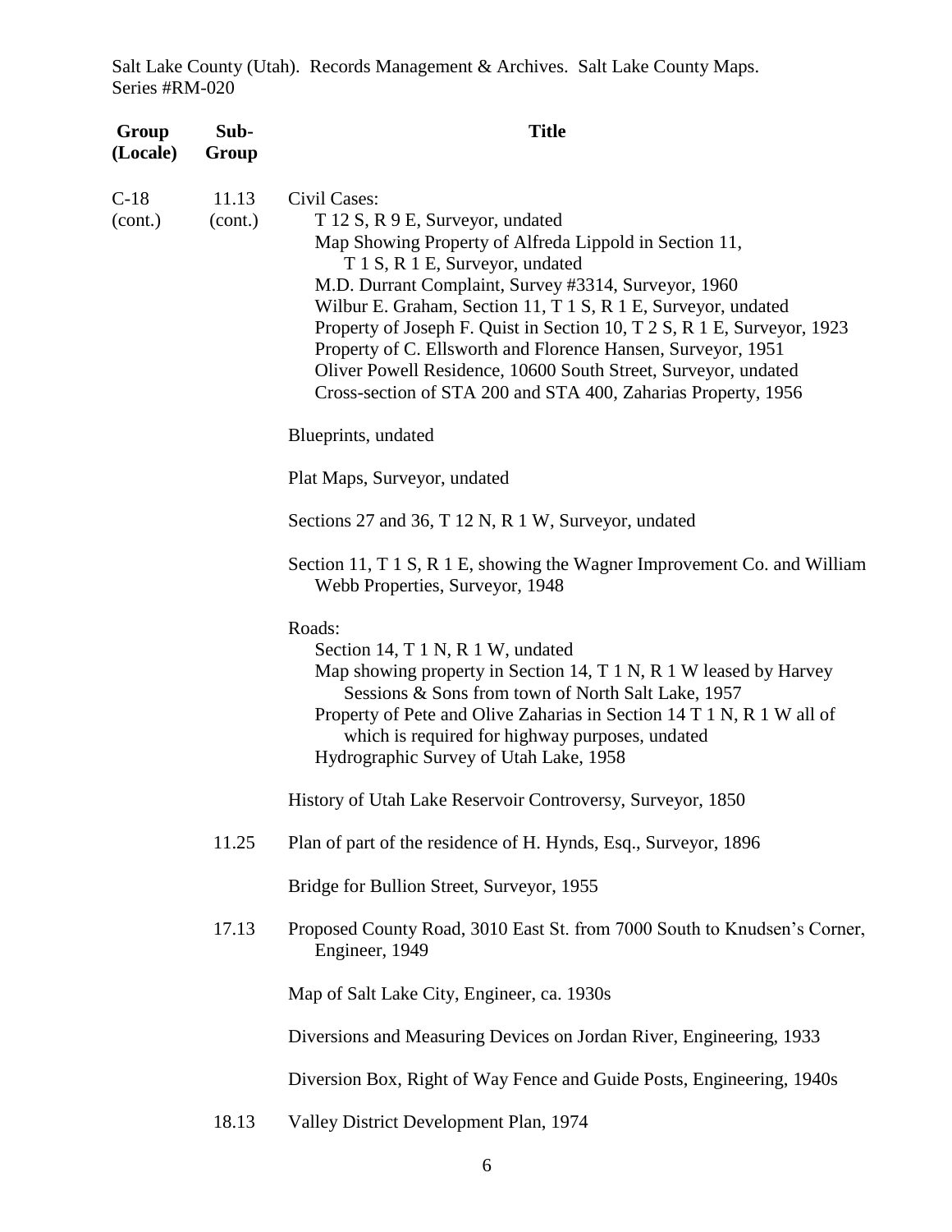Salt Lake County (Utah). Records Management & Archives. Salt Lake County Maps.
Series #RM-020

| Group (Locale) | Sub-Group | Title |
|---|---|---|
| C-18 (cont.) | 11.13 (cont.) | Civil Cases:<br>T 12 S, R 9 E, Surveyor, undated<br>Map Showing Property of Alfreda Lippold in Section 11, T 1 S, R 1 E, Surveyor, undated<br>M.D. Durrant Complaint, Survey #3314, Surveyor, 1960<br>Wilbur E. Graham, Section 11, T 1 S, R 1 E, Surveyor, undated<br>Property of Joseph F. Quist in Section 10, T 2 S, R 1 E, Surveyor, 1923<br>Property of C. Ellsworth and Florence Hansen, Surveyor, 1951<br>Oliver Powell Residence, 10600 South Street, Surveyor, undated<br>Cross-section of STA 200 and STA 400, Zaharias Property, 1956 |
| | | Blueprints, undated |
| | | Plat Maps, Surveyor, undated |
| | | Sections 27 and 36, T 12 N, R 1 W, Surveyor, undated |
| | | Section 11, T 1 S, R 1 E, showing the Wagner Improvement Co. and William Webb Properties, Surveyor, 1948 |
| | | Roads:<br>Section 14, T 1 N, R 1 W, undated<br>Map showing property in Section 14, T 1 N, R 1 W leased by Harvey Sessions & Sons from town of North Salt Lake, 1957<br>Property of Pete and Olive Zaharias in Section 14 T 1 N, R 1 W all of which is required for highway purposes, undated<br>Hydrographic Survey of Utah Lake, 1958 |
| | | History of Utah Lake Reservoir Controversy, Surveyor, 1850 |
| | 11.25 | Plan of part of the residence of H. Hynds, Esq., Surveyor, 1896 |
| | | Bridge for Bullion Street, Surveyor, 1955 |
| | 17.13 | Proposed County Road, 3010 East St. from 7000 South to Knudsen's Corner, Engineer, 1949 |
| | | Map of Salt Lake City, Engineer, ca. 1930s |
| | | Diversions and Measuring Devices on Jordan River, Engineering, 1933 |
| | | Diversion Box, Right of Way Fence and Guide Posts, Engineering, 1940s |
| | 18.13 | Valley District Development Plan, 1974 |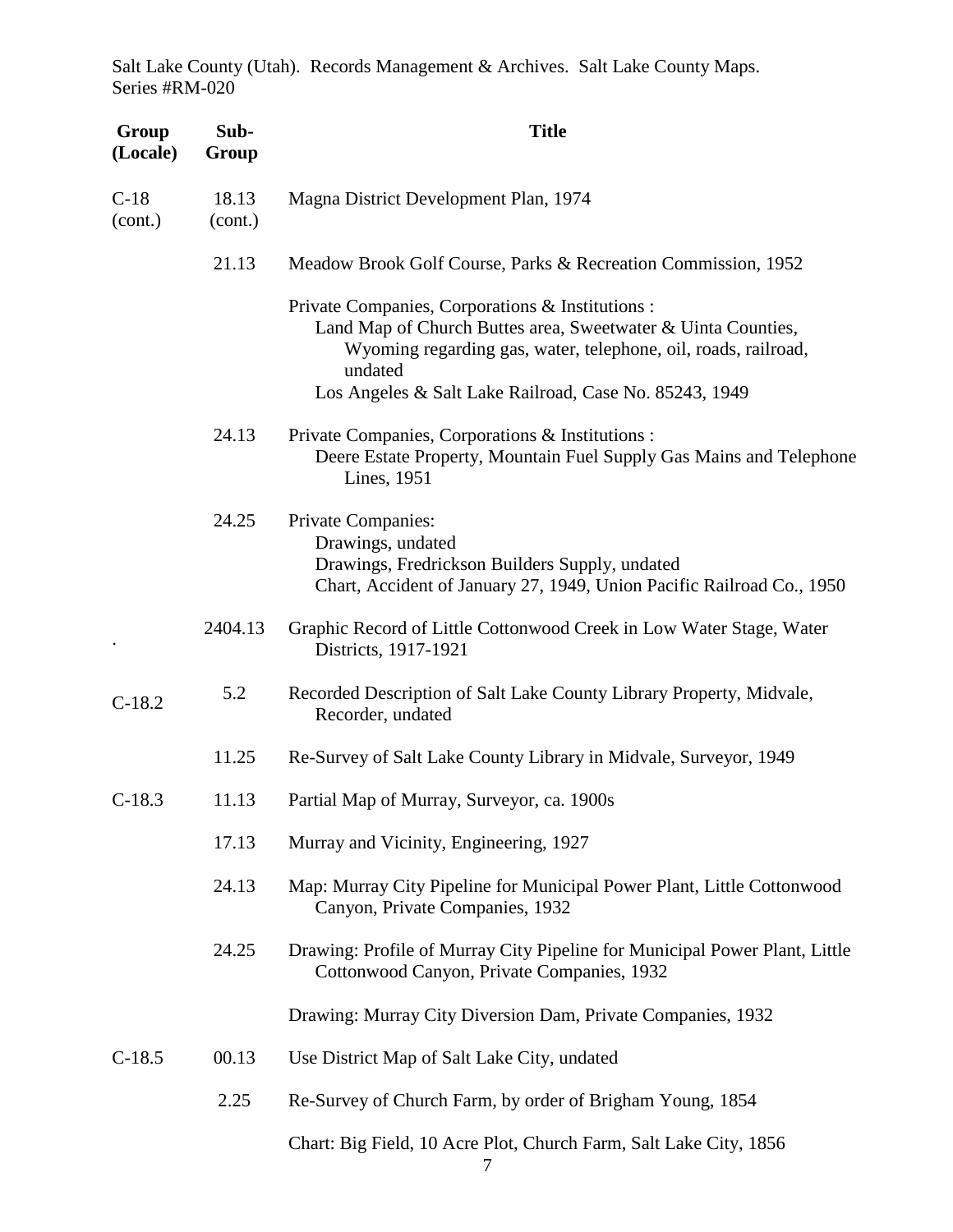Salt Lake County (Utah). Records Management & Archives. Salt Lake County Maps. Series #RM-020

| Group (Locale) | Sub-Group | Title |
|---|---|---|
| C-18 (cont.) | 18.13 (cont.) | Magna District Development Plan, 1974 |
| | 21.13 | Meadow Brook Golf Course, Parks & Recreation Commission, 1952 |
| | | Private Companies, Corporations & Institutions :<br>Land Map of Church Buttes area, Sweetwater & Uinta Counties, Wyoming regarding gas, water, telephone, oil, roads, railroad, undated<br>Los Angeles & Salt Lake Railroad, Case No. 85243, 1949 |
| | 24.13 | Private Companies, Corporations & Institutions :<br>Deere Estate Property, Mountain Fuel Supply Gas Mains and Telephone Lines, 1951 |
| | 24.25 | Private Companies:<br>Drawings, undated<br>Drawings, Fredrickson Builders Supply, undated<br>Chart, Accident of January 27, 1949, Union Pacific Railroad Co., 1950 |
| . | 2404.13 | Graphic Record of Little Cottonwood Creek in Low Water Stage, Water Districts, 1917-1921 |
| C-18.2 | 5.2 | Recorded Description of Salt Lake County Library Property, Midvale, Recorder, undated |
| | 11.25 | Re-Survey of Salt Lake County Library in Midvale, Surveyor, 1949 |
| C-18.3 | 11.13 | Partial Map of Murray, Surveyor, ca. 1900s |
| | 17.13 | Murray and Vicinity, Engineering, 1927 |
| | 24.13 | Map: Murray City Pipeline for Municipal Power Plant, Little Cottonwood Canyon, Private Companies, 1932 |
| | 24.25 | Drawing: Profile of Murray City Pipeline for Municipal Power Plant, Little Cottonwood Canyon, Private Companies, 1932 |
| | | Drawing: Murray City Diversion Dam, Private Companies, 1932 |
| C-18.5 | 00.13 | Use District Map of Salt Lake City, undated |
| | 2.25 | Re-Survey of Church Farm, by order of Brigham Young, 1854 |
| | | Chart: Big Field, 10 Acre Plot, Church Farm, Salt Lake City, 1856 |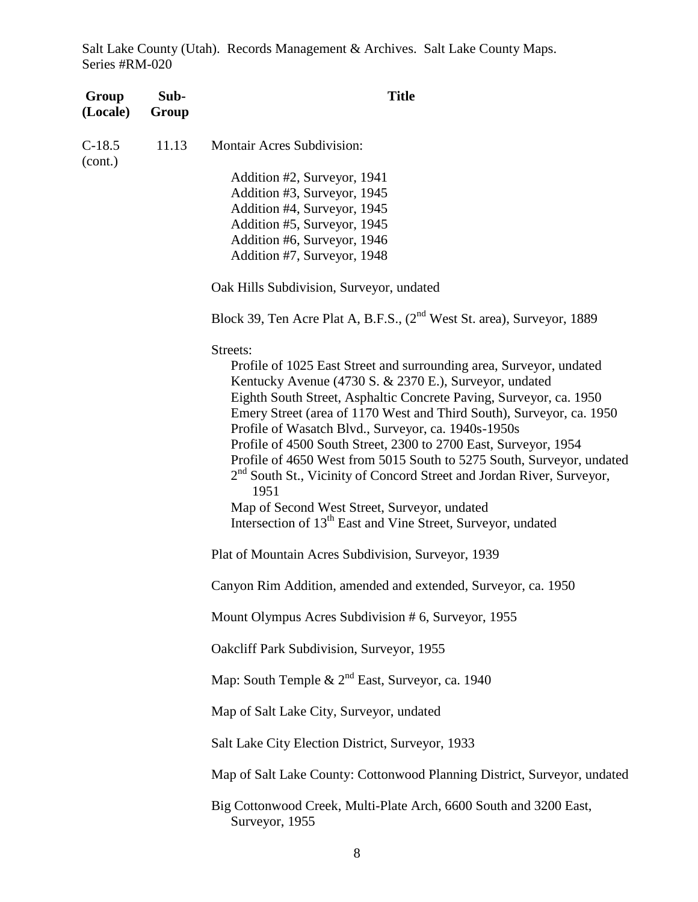| Group (Locale) | Sub-Group | Title |
|---|---|---|
| C-18.5 (cont.) | 11.13 | Montair Acres Subdivision: |
| | | Addition #2, Surveyor, 1941 |
| | | Addition #3, Surveyor, 1945 |
| | | Addition #4, Surveyor, 1945 |
| | | Addition #5, Surveyor, 1945 |
| | | Addition #6, Surveyor, 1946 |
| | | Addition #7, Surveyor, 1948 |
| | | Oak Hills Subdivision, Surveyor, undated |
| | | Block 39, Ten Acre Plat A, B.F.S., (2nd West St. area), Surveyor, 1889 |
| | | Streets: |
| | | Profile of 1025 East Street and surrounding area, Surveyor, undated |
| | | Kentucky Avenue (4730 S. & 2370 E.), Surveyor, undated |
| | | Eighth South Street, Asphaltic Concrete Paving, Surveyor, ca. 1950 |
| | | Emery Street (area of 1170 West and Third South), Surveyor, ca. 1950 |
| | | Profile of Wasatch Blvd., Surveyor, ca. 1940s-1950s |
| | | Profile of 4500 South Street, 2300 to 2700 East, Surveyor, 1954 |
| | | Profile of 4650 West from 5015 South to 5275 South, Surveyor, undated |
| | | 2nd South St., Vicinity of Concord Street and Jordan River, Surveyor, 1951 |
| | | Map of Second West Street, Surveyor, undated |
| | | Intersection of 13th East and Vine Street, Surveyor, undated |
| | | Plat of Mountain Acres Subdivision, Surveyor, 1939 |
| | | Canyon Rim Addition, amended and extended, Surveyor, ca. 1950 |
| | | Mount Olympus Acres Subdivision # 6, Surveyor, 1955 |
| | | Oakcliff Park Subdivision, Surveyor, 1955 |
| | | Map: South Temple & 2nd East, Surveyor, ca. 1940 |
| | | Map of Salt Lake City, Surveyor, undated |
| | | Salt Lake City Election District, Surveyor, 1933 |
| | | Map of Salt Lake County: Cottonwood Planning District, Surveyor, undated |
| | | Big Cottonwood Creek, Multi-Plate Arch, 6600 South and 3200 East, Surveyor, 1955 |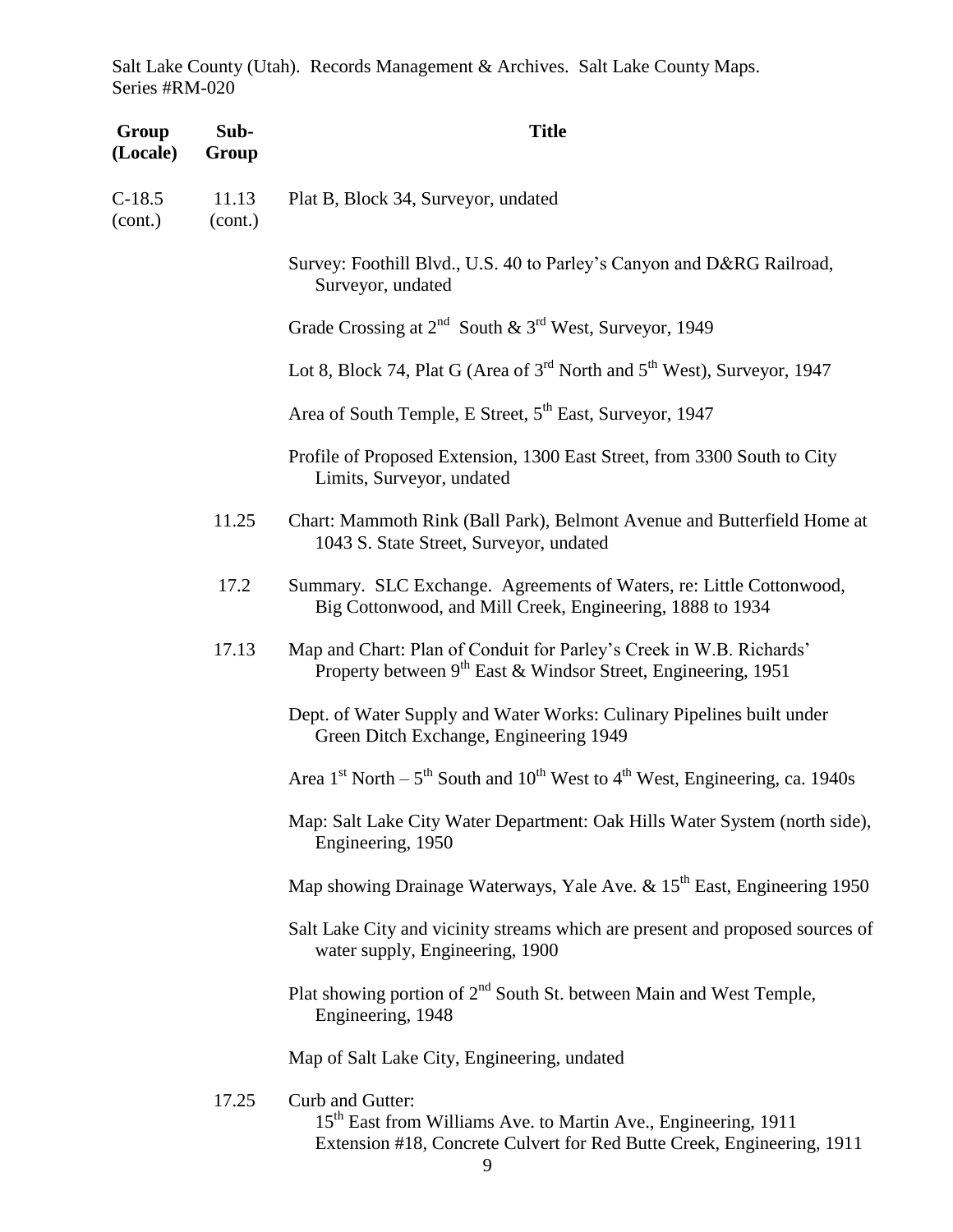Salt Lake County (Utah). Records Management & Archives. Salt Lake County Maps. Series #RM-020

| Group (Locale) | Sub-Group | Title |
|---|---|---|
| C-18.5 (cont.) | 11.13 (cont.) | Plat B, Block 34, Surveyor, undated |
| | | Survey: Foothill Blvd., U.S. 40 to Parley's Canyon and D&RG Railroad, Surveyor, undated |
| | | Grade Crossing at 2nd South & 3rd West, Surveyor, 1949 |
| | | Lot 8, Block 74, Plat G (Area of 3rd North and 5th West), Surveyor, 1947 |
| | | Area of South Temple, E Street, 5th East, Surveyor, 1947 |
| | | Profile of Proposed Extension, 1300 East Street, from 3300 South to City Limits, Surveyor, undated |
| | 11.25 | Chart: Mammoth Rink (Ball Park), Belmont Avenue and Butterfield Home at 1043 S. State Street, Surveyor, undated |
| | 17.2 | Summary. SLC Exchange. Agreements of Waters, re: Little Cottonwood, Big Cottonwood, and Mill Creek, Engineering, 1888 to 1934 |
| | 17.13 | Map and Chart: Plan of Conduit for Parley's Creek in W.B. Richards' Property between 9th East & Windsor Street, Engineering, 1951 |
| | | Dept. of Water Supply and Water Works: Culinary Pipelines built under Green Ditch Exchange, Engineering 1949 |
| | | Area 1st North – 5th South and 10th West to 4th West, Engineering, ca. 1940s |
| | | Map: Salt Lake City Water Department: Oak Hills Water System (north side), Engineering, 1950 |
| | | Map showing Drainage Waterways, Yale Ave. & 15th East, Engineering 1950 |
| | | Salt Lake City and vicinity streams which are present and proposed sources of water supply, Engineering, 1900 |
| | | Plat showing portion of 2nd South St. between Main and West Temple, Engineering, 1948 |
| | | Map of Salt Lake City, Engineering, undated |
| | 17.25 | Curb and Gutter:<br>15th East from Williams Ave. to Martin Ave., Engineering, 1911<br>Extension #18, Concrete Culvert for Red Butte Creek, Engineering, 1911 |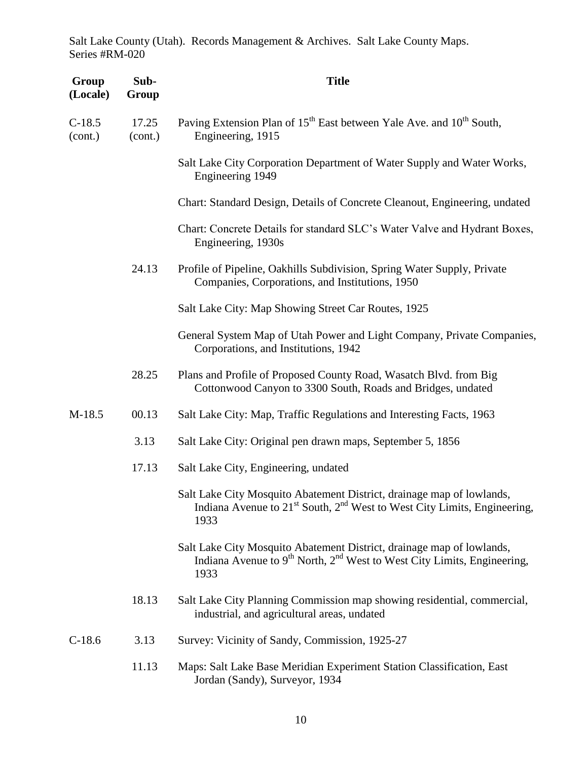Salt Lake County (Utah). Records Management & Archives. Salt Lake County Maps. Series #RM-020

| Group (Locale) | Sub-Group | Title |
|---|---|---|
| C-18.5 (cont.) | 17.25 (cont.) | Paving Extension Plan of 15th East between Yale Ave. and 10th South, Engineering, 1915 |
| | | Salt Lake City Corporation Department of Water Supply and Water Works, Engineering 1949 |
| | | Chart: Standard Design, Details of Concrete Cleanout, Engineering, undated |
| | | Chart: Concrete Details for standard SLC's Water Valve and Hydrant Boxes, Engineering, 1930s |
| | 24.13 | Profile of Pipeline, Oakhills Subdivision, Spring Water Supply, Private Companies, Corporations, and Institutions, 1950 |
| | | Salt Lake City: Map Showing Street Car Routes, 1925 |
| | | General System Map of Utah Power and Light Company, Private Companies, Corporations, and Institutions, 1942 |
| | 28.25 | Plans and Profile of Proposed County Road, Wasatch Blvd. from Big Cottonwood Canyon to 3300 South, Roads and Bridges, undated |
| M-18.5 | 00.13 | Salt Lake City: Map, Traffic Regulations and Interesting Facts, 1963 |
| | 3.13 | Salt Lake City: Original pen drawn maps, September 5, 1856 |
| | 17.13 | Salt Lake City, Engineering, undated |
| | | Salt Lake City Mosquito Abatement District, drainage map of lowlands, Indiana Avenue to 21st South, 2nd West to West City Limits, Engineering, 1933 |
| | | Salt Lake City Mosquito Abatement District, drainage map of lowlands, Indiana Avenue to 9th North, 2nd West to West City Limits, Engineering, 1933 |
| | 18.13 | Salt Lake City Planning Commission map showing residential, commercial, industrial, and agricultural areas, undated |
| C-18.6 | 3.13 | Survey: Vicinity of Sandy, Commission, 1925-27 |
| | 11.13 | Maps: Salt Lake Base Meridian Experiment Station Classification, East Jordan (Sandy), Surveyor, 1934 |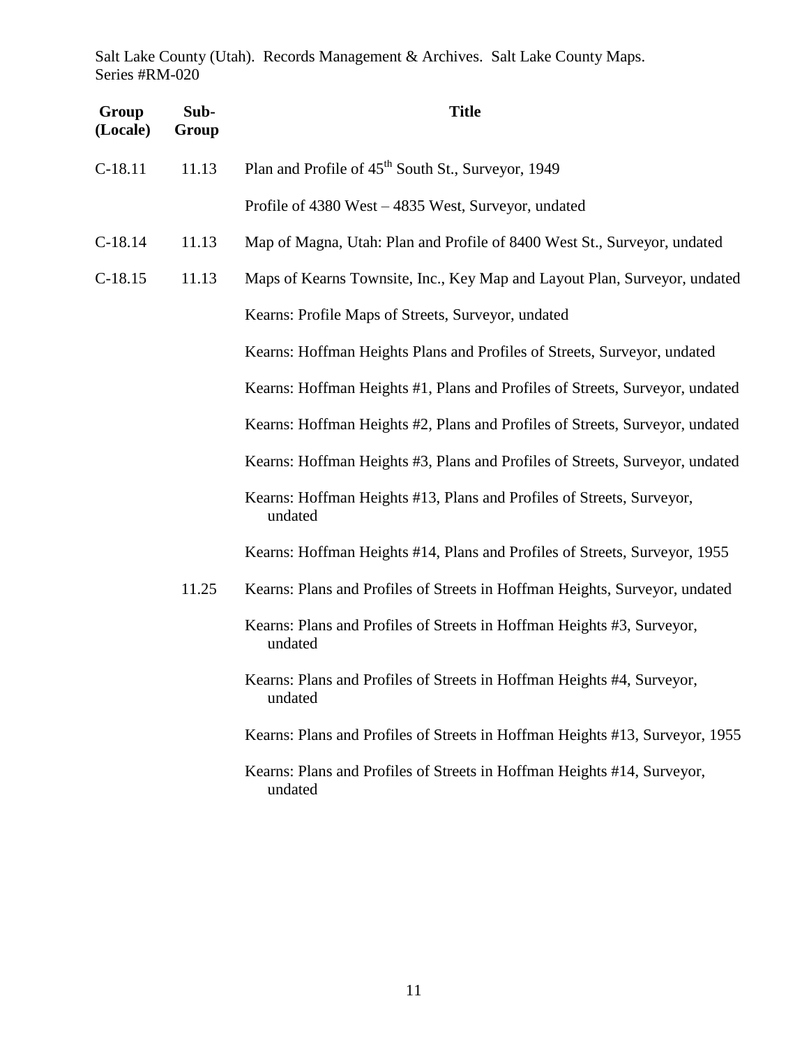| Group (Locale) | Sub-Group | Title |
|---|---|---|
| C-18.11 | 11.13 | Plan and Profile of 45th South St., Surveyor, 1949 |
| | | Profile of 4380 West – 4835 West, Surveyor, undated |
| C-18.14 | 11.13 | Map of Magna, Utah: Plan and Profile of 8400 West St., Surveyor, undated |
| C-18.15 | 11.13 | Maps of Kearns Townsite, Inc., Key Map and Layout Plan, Surveyor, undated |
| | | Kearns: Profile Maps of Streets, Surveyor, undated |
| | | Kearns: Hoffman Heights Plans and Profiles of Streets, Surveyor, undated |
| | | Kearns: Hoffman Heights #1, Plans and Profiles of Streets, Surveyor, undated |
| | | Kearns: Hoffman Heights #2, Plans and Profiles of Streets, Surveyor, undated |
| | | Kearns: Hoffman Heights #3, Plans and Profiles of Streets, Surveyor, undated |
| | | Kearns: Hoffman Heights #13, Plans and Profiles of Streets, Surveyor, undated |
| | | Kearns: Hoffman Heights #14, Plans and Profiles of Streets, Surveyor, 1955 |
| | 11.25 | Kearns: Plans and Profiles of Streets in Hoffman Heights, Surveyor, undated |
| | | Kearns: Plans and Profiles of Streets in Hoffman Heights #3, Surveyor, undated |
| | | Kearns: Plans and Profiles of Streets in Hoffman Heights #4, Surveyor, undated |
| | | Kearns: Plans and Profiles of Streets in Hoffman Heights #13, Surveyor, 1955 |
| | | Kearns: Plans and Profiles of Streets in Hoffman Heights #14, Surveyor, undated |